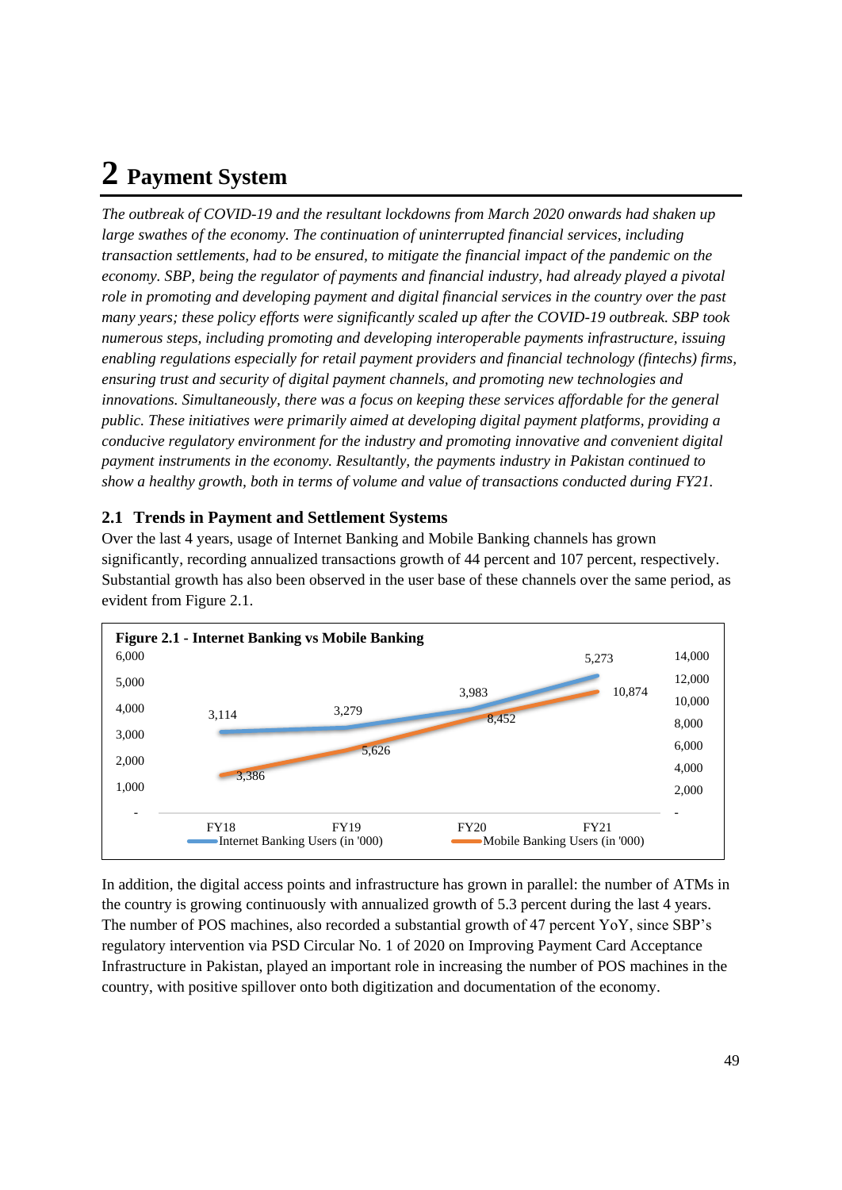# 2 Payment System

*The outbreak of COVID-19 and the resultant lockdowns from March 2020 onwards had shaken up large swathes of the economy. The continuation of uninterrupted financial services, including transaction settlements, had to be ensured, to mitigate the financial impact of the pandemic on the economy. SBP, being the regulator of payments and financial industry, had already played a pivotal role in promoting and developing payment and digital financial services in the country over the past many years; these policy efforts were significantly scaled up after the COVID-19 outbreak. SBP took numerous steps, including promoting and developing interoperable payments infrastructure, issuing enabling regulations especially for retail payment providers and financial technology (fintechs) firms, ensuring trust and security of digital payment channels, and promoting new technologies and innovations. Simultaneously, there was a focus on keeping these services affordable for the general public. These initiatives were primarily aimed at developing digital payment platforms, providing a conducive regulatory environment for the industry and promoting innovative and convenient digital payment instruments in the economy. Resultantly, the payments industry in Pakistan continued to show a healthy growth, both in terms of volume and value of transactions conducted during FY21.*

## 2.1 Trends in Payment and Settlement Systems

Over the last 4 years, usage of Internet Banking and Mobile Banking channels has grown significantly, recording annualized transactions growth of 44 percent and 107 percent, respectively. Substantial growth has also been observed in the user base of these channels over the same period, as evident from Figure 2.1.

**Figure 2.1 - Internet Banking vs Mobile Banking**

| | FY18 | FY19 | FY20 | FY21 |
|---|---|---|---|---|
| Internet Banking Users (in '000) | 3,114 | 3,279 | 3,983 | 5,273 |
| Mobile Banking Users (in '000) | 3,386 | 5,626 | 8,452 | 10,874 |

In addition, the digital access points and infrastructure has grown in parallel: the number of ATMs in the country is growing continuously with annualized growth of 5.3 percent during the last 4 years. The number of POS machines, also recorded a substantial growth of 47 percent YoY, since SBP's regulatory intervention via PSD Circular No. 1 of 2020 on Improving Payment Card Acceptance Infrastructure in Pakistan, played an important role in increasing the number of POS machines in the country, with positive spillover onto both digitization and documentation of the economy.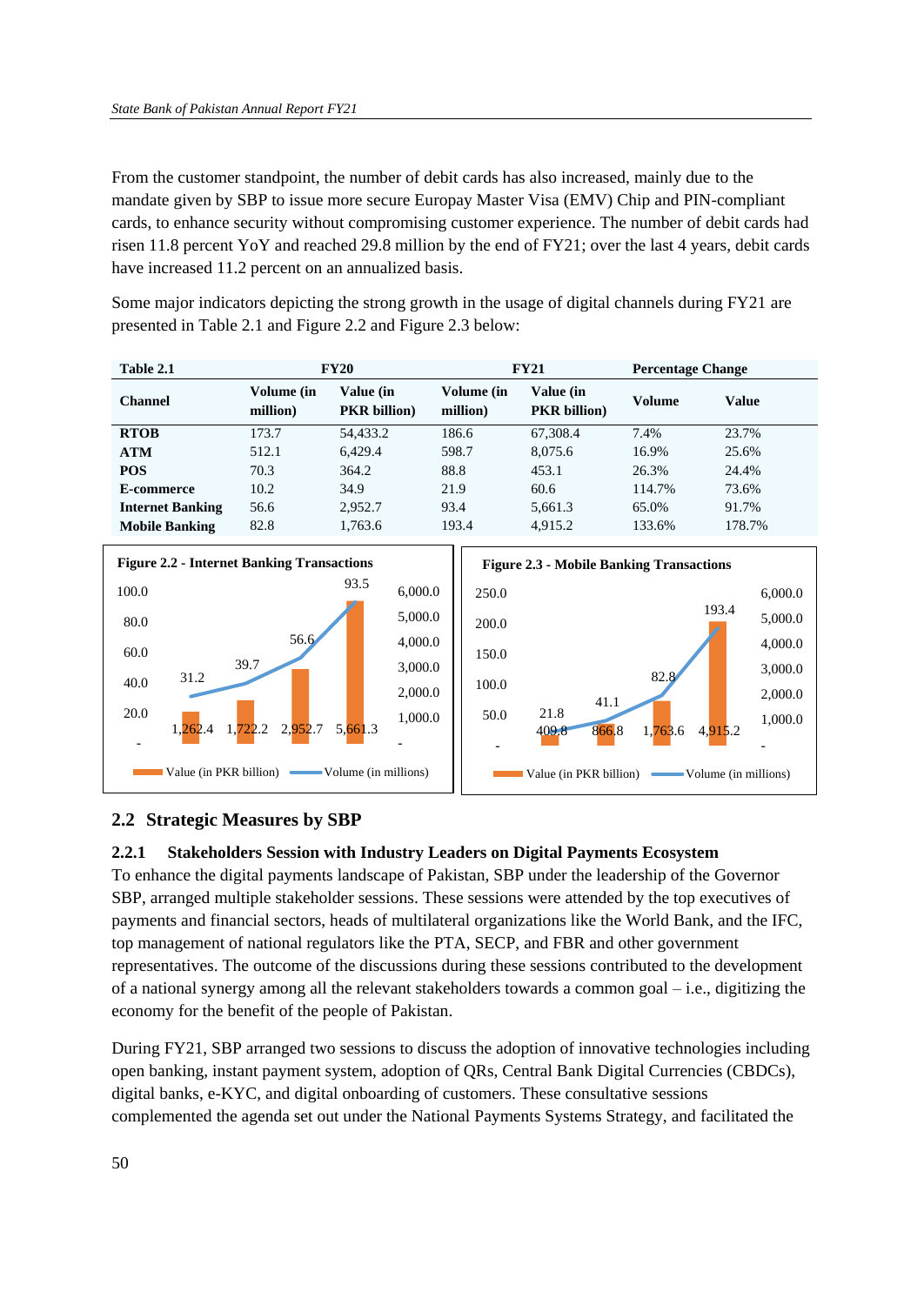From the customer standpoint, the number of debit cards has also increased, mainly due to the mandate given by SBP to issue more secure Europay Master Visa (EMV) Chip and PIN-compliant cards, to enhance security without compromising customer experience. The number of debit cards had risen 11.8 percent YoY and reached 29.8 million by the end of FY21; over the last 4 years, debit cards have increased 11.2 percent on an annualized basis.

Some major indicators depicting the strong growth in the usage of digital channels during FY21 are presented in Table 2.1 and Figure 2.2 and Figure 2.3 below:

| **Table 2.1** | **FY20** | | **FY21** | | **Percentage Change** | |
|---|---|---|---|---|---|---|
| **Channel** | **Volume (in million)** | **Value (in PKR billion)** | **Volume (in million)** | **Value (in PKR billion)** | **Volume** | **Value** |
| **RTOB** | 173.7 | 54,433.2 | 186.6 | 67,308.4 | 7.4% | 23.7% |
| **ATM** | 512.1 | 6,429.4 | 598.7 | 8,075.6 | 16.9% | 25.6% |
| **POS** | 70.3 | 364.2 | 88.8 | 453.1 | 26.3% | 24.4% |
| **E-commerce** | 10.2 | 34.9 | 21.9 | 60.6 | 114.7% | 73.6% |
| **Internet Banking** | 56.6 | 2,952.7 | 93.4 | 5,661.3 | 65.0% | 91.7% |
| **Mobile Banking** | 82.8 | 1,763.6 | 193.4 | 4,915.2 | 133.6% | 178.7% |

**Figure 2.2 - Internet Banking Transactions**

| | Value (in PKR billion) | Volume (in millions) |
|---|---|---|
| 1 | 1,262.4 | 31.2 |
| 2 | 1,722.2 | 39.7 |
| 3 | 2,952.7 | 56.6 |
| 4 | 5,661.3 | 93.5 |

**Figure 2.3 - Mobile Banking Transactions**

| | Value (in PKR billion) | Volume (in millions) |
|---|---|---|
| 1 | 409.8 | 21.8 |
| 2 | 866.8 | 41.1 |
| 3 | 1,763.6 | 82.8 |
| 4 | 4,915.2 | 193.4 |

## 2.2 Strategic Measures by SBP

### 2.2.1 Stakeholders Session with Industry Leaders on Digital Payments Ecosystem

To enhance the digital payments landscape of Pakistan, SBP under the leadership of the Governor SBP, arranged multiple stakeholder sessions. These sessions were attended by the top executives of payments and financial sectors, heads of multilateral organizations like the World Bank, and the IFC, top management of national regulators like the PTA, SECP, and FBR and other government representatives. The outcome of the discussions during these sessions contributed to the development of a national synergy among all the relevant stakeholders towards a common goal – i.e., digitizing the economy for the benefit of the people of Pakistan.

During FY21, SBP arranged two sessions to discuss the adoption of innovative technologies including open banking, instant payment system, adoption of QRs, Central Bank Digital Currencies (CBDCs), digital banks, e-KYC, and digital onboarding of customers. These consultative sessions complemented the agenda set out under the National Payments Systems Strategy, and facilitated the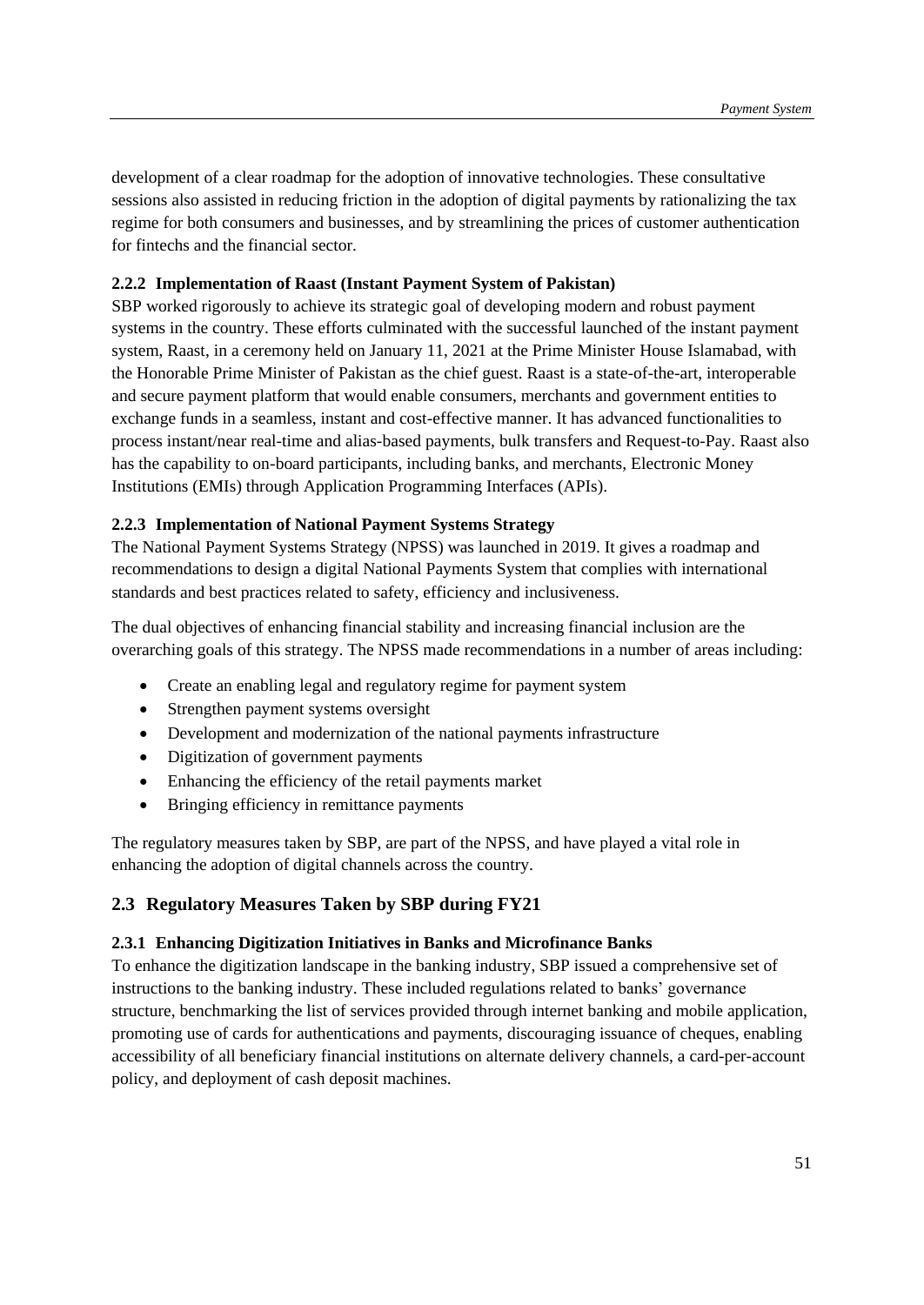development of a clear roadmap for the adoption of innovative technologies. These consultative sessions also assisted in reducing friction in the adoption of digital payments by rationalizing the tax regime for both consumers and businesses, and by streamlining the prices of customer authentication for fintechs and the financial sector.

#### 2.2.2 Implementation of Raast (Instant Payment System of Pakistan)

SBP worked rigorously to achieve its strategic goal of developing modern and robust payment systems in the country. These efforts culminated with the successful launched of the instant payment system, Raast, in a ceremony held on January 11, 2021 at the Prime Minister House Islamabad, with the Honorable Prime Minister of Pakistan as the chief guest. Raast is a state-of-the-art, interoperable and secure payment platform that would enable consumers, merchants and government entities to exchange funds in a seamless, instant and cost-effective manner. It has advanced functionalities to process instant/near real-time and alias-based payments, bulk transfers and Request-to-Pay. Raast also has the capability to on-board participants, including banks, and merchants, Electronic Money Institutions (EMIs) through Application Programming Interfaces (APIs).

#### 2.2.3 Implementation of National Payment Systems Strategy

The National Payment Systems Strategy (NPSS) was launched in 2019. It gives a roadmap and recommendations to design a digital National Payments System that complies with international standards and best practices related to safety, efficiency and inclusiveness.

The dual objectives of enhancing financial stability and increasing financial inclusion are the overarching goals of this strategy. The NPSS made recommendations in a number of areas including:

- Create an enabling legal and regulatory regime for payment system
- Strengthen payment systems oversight
- Development and modernization of the national payments infrastructure
- Digitization of government payments
- Enhancing the efficiency of the retail payments market
- Bringing efficiency in remittance payments

The regulatory measures taken by SBP, are part of the NPSS, and have played a vital role in enhancing the adoption of digital channels across the country.

### 2.3 Regulatory Measures Taken by SBP during FY21

#### 2.3.1 Enhancing Digitization Initiatives in Banks and Microfinance Banks

To enhance the digitization landscape in the banking industry, SBP issued a comprehensive set of instructions to the banking industry. These included regulations related to banks' governance structure, benchmarking the list of services provided through internet banking and mobile application, promoting use of cards for authentications and payments, discouraging issuance of cheques, enabling accessibility of all beneficiary financial institutions on alternate delivery channels, a card-per-account policy, and deployment of cash deposit machines.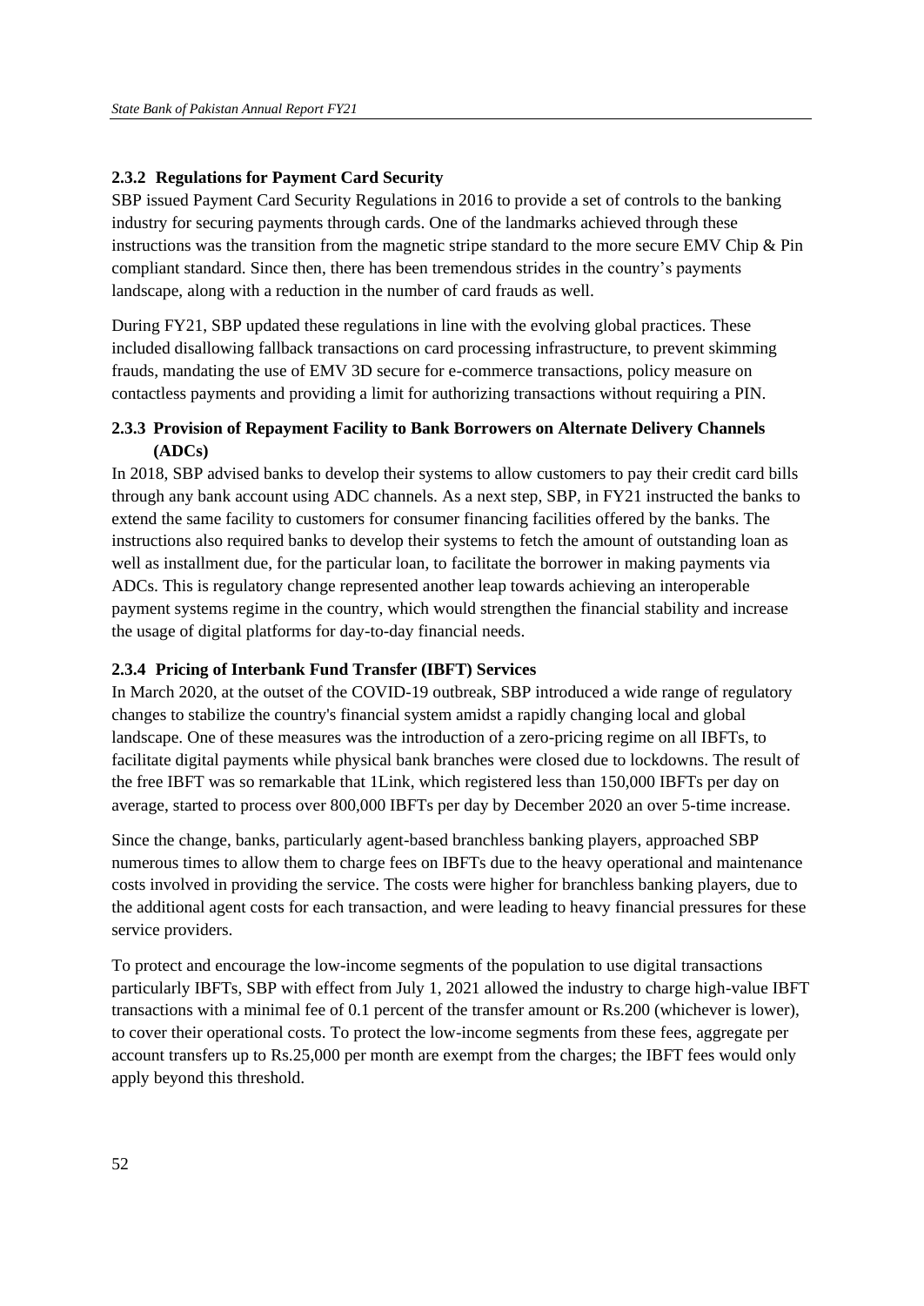### 2.3.2 Regulations for Payment Card Security

SBP issued Payment Card Security Regulations in 2016 to provide a set of controls to the banking industry for securing payments through cards. One of the landmarks achieved through these instructions was the transition from the magnetic stripe standard to the more secure EMV Chip & Pin compliant standard. Since then, there has been tremendous strides in the country's payments landscape, along with a reduction in the number of card frauds as well.

During FY21, SBP updated these regulations in line with the evolving global practices. These included disallowing fallback transactions on card processing infrastructure, to prevent skimming frauds, mandating the use of EMV 3D secure for e-commerce transactions, policy measure on contactless payments and providing a limit for authorizing transactions without requiring a PIN.

### 2.3.3 Provision of Repayment Facility to Bank Borrowers on Alternate Delivery Channels (ADCs)

In 2018, SBP advised banks to develop their systems to allow customers to pay their credit card bills through any bank account using ADC channels. As a next step, SBP, in FY21 instructed the banks to extend the same facility to customers for consumer financing facilities offered by the banks. The instructions also required banks to develop their systems to fetch the amount of outstanding loan as well as installment due, for the particular loan, to facilitate the borrower in making payments via ADCs. This is regulatory change represented another leap towards achieving an interoperable payment systems regime in the country, which would strengthen the financial stability and increase the usage of digital platforms for day-to-day financial needs.

### 2.3.4 Pricing of Interbank Fund Transfer (IBFT) Services

In March 2020, at the outset of the COVID-19 outbreak, SBP introduced a wide range of regulatory changes to stabilize the country's financial system amidst a rapidly changing local and global landscape. One of these measures was the introduction of a zero-pricing regime on all IBFTs, to facilitate digital payments while physical bank branches were closed due to lockdowns. The result of the free IBFT was so remarkable that 1Link, which registered less than 150,000 IBFTs per day on average, started to process over 800,000 IBFTs per day by December 2020 an over 5-time increase.

Since the change, banks, particularly agent-based branchless banking players, approached SBP numerous times to allow them to charge fees on IBFTs due to the heavy operational and maintenance costs involved in providing the service. The costs were higher for branchless banking players, due to the additional agent costs for each transaction, and were leading to heavy financial pressures for these service providers.

To protect and encourage the low-income segments of the population to use digital transactions particularly IBFTs, SBP with effect from July 1, 2021 allowed the industry to charge high-value IBFT transactions with a minimal fee of 0.1 percent of the transfer amount or Rs.200 (whichever is lower), to cover their operational costs. To protect the low-income segments from these fees, aggregate per account transfers up to Rs.25,000 per month are exempt from the charges; the IBFT fees would only apply beyond this threshold.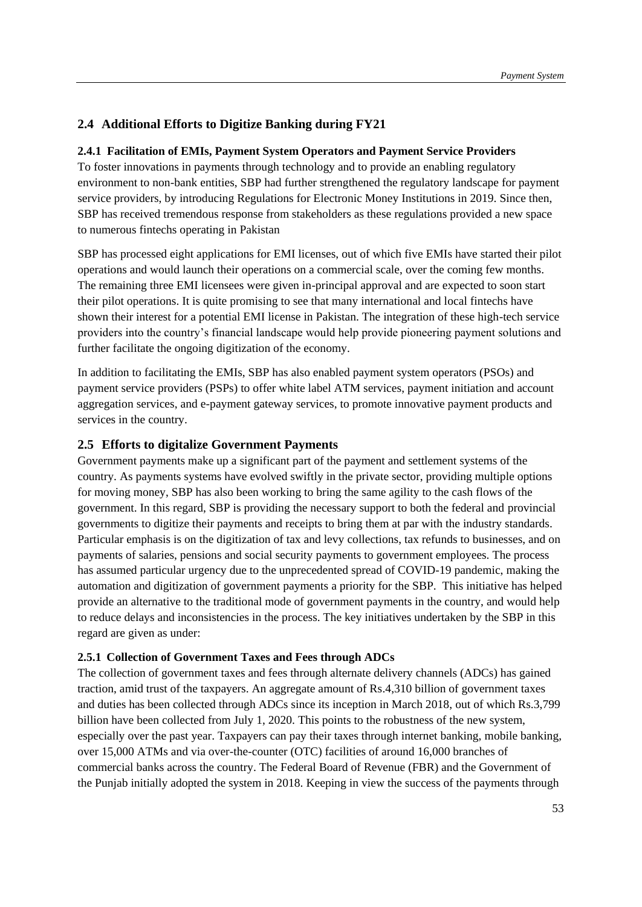## 2.4 Additional Efforts to Digitize Banking during FY21

### 2.4.1 Facilitation of EMIs, Payment System Operators and Payment Service Providers

To foster innovations in payments through technology and to provide an enabling regulatory environment to non-bank entities, SBP had further strengthened the regulatory landscape for payment service providers, by introducing Regulations for Electronic Money Institutions in 2019. Since then, SBP has received tremendous response from stakeholders as these regulations provided a new space to numerous fintechs operating in Pakistan

SBP has processed eight applications for EMI licenses, out of which five EMIs have started their pilot operations and would launch their operations on a commercial scale, over the coming few months. The remaining three EMI licensees were given in-principal approval and are expected to soon start their pilot operations. It is quite promising to see that many international and local fintechs have shown their interest for a potential EMI license in Pakistan. The integration of these high-tech service providers into the country's financial landscape would help provide pioneering payment solutions and further facilitate the ongoing digitization of the economy.

In addition to facilitating the EMIs, SBP has also enabled payment system operators (PSOs) and payment service providers (PSPs) to offer white label ATM services, payment initiation and account aggregation services, and e-payment gateway services, to promote innovative payment products and services in the country.

## 2.5 Efforts to digitalize Government Payments

Government payments make up a significant part of the payment and settlement systems of the country. As payments systems have evolved swiftly in the private sector, providing multiple options for moving money, SBP has also been working to bring the same agility to the cash flows of the government. In this regard, SBP is providing the necessary support to both the federal and provincial governments to digitize their payments and receipts to bring them at par with the industry standards. Particular emphasis is on the digitization of tax and levy collections, tax refunds to businesses, and on payments of salaries, pensions and social security payments to government employees. The process has assumed particular urgency due to the unprecedented spread of COVID-19 pandemic, making the automation and digitization of government payments a priority for the SBP. This initiative has helped provide an alternative to the traditional mode of government payments in the country, and would help to reduce delays and inconsistencies in the process. The key initiatives undertaken by the SBP in this regard are given as under:

### 2.5.1 Collection of Government Taxes and Fees through ADCs

The collection of government taxes and fees through alternate delivery channels (ADCs) has gained traction, amid trust of the taxpayers. An aggregate amount of Rs.4,310 billion of government taxes and duties has been collected through ADCs since its inception in March 2018, out of which Rs.3,799 billion have been collected from July 1, 2020. This points to the robustness of the new system, especially over the past year. Taxpayers can pay their taxes through internet banking, mobile banking, over 15,000 ATMs and via over-the-counter (OTC) facilities of around 16,000 branches of commercial banks across the country. The Federal Board of Revenue (FBR) and the Government of the Punjab initially adopted the system in 2018. Keeping in view the success of the payments through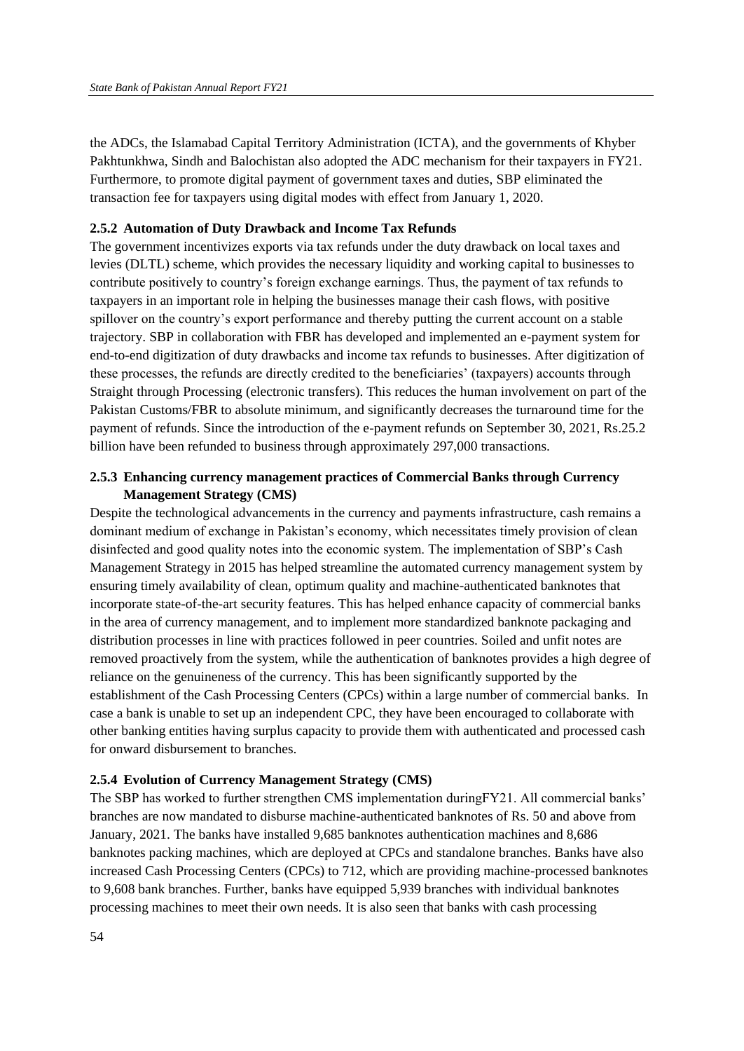the ADCs, the Islamabad Capital Territory Administration (ICTA), and the governments of Khyber Pakhtunkhwa, Sindh and Balochistan also adopted the ADC mechanism for their taxpayers in FY21. Furthermore, to promote digital payment of government taxes and duties, SBP eliminated the transaction fee for taxpayers using digital modes with effect from January 1, 2020.

### 2.5.2 Automation of Duty Drawback and Income Tax Refunds

The government incentivizes exports via tax refunds under the duty drawback on local taxes and levies (DLTL) scheme, which provides the necessary liquidity and working capital to businesses to contribute positively to country's foreign exchange earnings. Thus, the payment of tax refunds to taxpayers in an important role in helping the businesses manage their cash flows, with positive spillover on the country's export performance and thereby putting the current account on a stable trajectory. SBP in collaboration with FBR has developed and implemented an e-payment system for end-to-end digitization of duty drawbacks and income tax refunds to businesses. After digitization of these processes, the refunds are directly credited to the beneficiaries' (taxpayers) accounts through Straight through Processing (electronic transfers). This reduces the human involvement on part of the Pakistan Customs/FBR to absolute minimum, and significantly decreases the turnaround time for the payment of refunds. Since the introduction of the e-payment refunds on September 30, 2021, Rs.25.2 billion have been refunded to business through approximately 297,000 transactions.

### 2.5.3 Enhancing currency management practices of Commercial Banks through Currency Management Strategy (CMS)

Despite the technological advancements in the currency and payments infrastructure, cash remains a dominant medium of exchange in Pakistan's economy, which necessitates timely provision of clean disinfected and good quality notes into the economic system. The implementation of SBP's Cash Management Strategy in 2015 has helped streamline the automated currency management system by ensuring timely availability of clean, optimum quality and machine-authenticated banknotes that incorporate state-of-the-art security features. This has helped enhance capacity of commercial banks in the area of currency management, and to implement more standardized banknote packaging and distribution processes in line with practices followed in peer countries. Soiled and unfit notes are removed proactively from the system, while the authentication of banknotes provides a high degree of reliance on the genuineness of the currency. This has been significantly supported by the establishment of the Cash Processing Centers (CPCs) within a large number of commercial banks. In case a bank is unable to set up an independent CPC, they have been encouraged to collaborate with other banking entities having surplus capacity to provide them with authenticated and processed cash for onward disbursement to branches.

### 2.5.4 Evolution of Currency Management Strategy (CMS)

The SBP has worked to further strengthen CMS implementation duringFY21. All commercial banks' branches are now mandated to disburse machine-authenticated banknotes of Rs. 50 and above from January, 2021. The banks have installed 9,685 banknotes authentication machines and 8,686 banknotes packing machines, which are deployed at CPCs and standalone branches. Banks have also increased Cash Processing Centers (CPCs) to 712, which are providing machine-processed banknotes to 9,608 bank branches. Further, banks have equipped 5,939 branches with individual banknotes processing machines to meet their own needs. It is also seen that banks with cash processing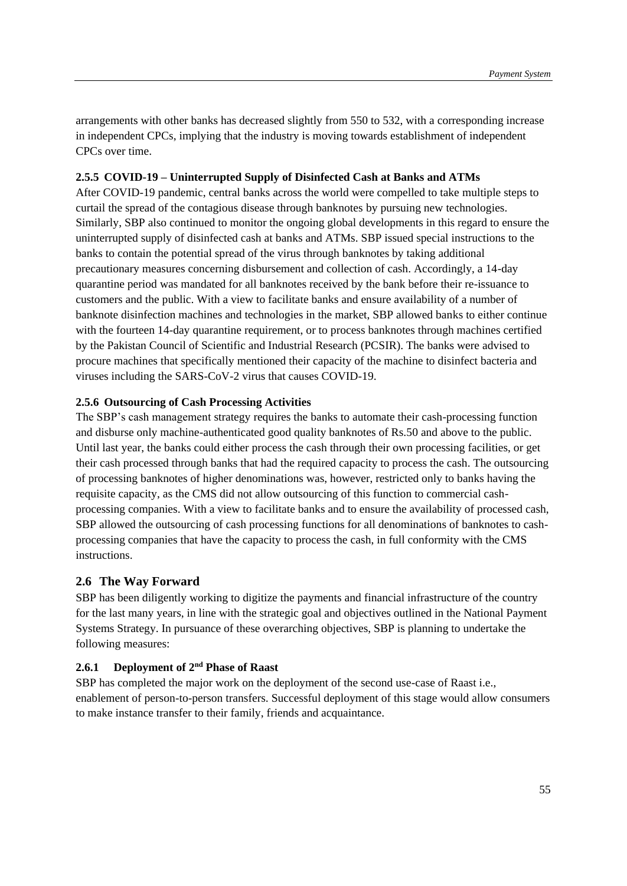arrangements with other banks has decreased slightly from 550 to 532, with a corresponding increase in independent CPCs, implying that the industry is moving towards establishment of independent CPCs over time.

### 2.5.5 COVID-19 – Uninterrupted Supply of Disinfected Cash at Banks and ATMs

After COVID-19 pandemic, central banks across the world were compelled to take multiple steps to curtail the spread of the contagious disease through banknotes by pursuing new technologies. Similarly, SBP also continued to monitor the ongoing global developments in this regard to ensure the uninterrupted supply of disinfected cash at banks and ATMs. SBP issued special instructions to the banks to contain the potential spread of the virus through banknotes by taking additional precautionary measures concerning disbursement and collection of cash. Accordingly, a 14-day quarantine period was mandated for all banknotes received by the bank before their re-issuance to customers and the public. With a view to facilitate banks and ensure availability of a number of banknote disinfection machines and technologies in the market, SBP allowed banks to either continue with the fourteen 14-day quarantine requirement, or to process banknotes through machines certified by the Pakistan Council of Scientific and Industrial Research (PCSIR). The banks were advised to procure machines that specifically mentioned their capacity of the machine to disinfect bacteria and viruses including the SARS-CoV-2 virus that causes COVID-19.

### 2.5.6 Outsourcing of Cash Processing Activities

The SBP's cash management strategy requires the banks to automate their cash-processing function and disburse only machine-authenticated good quality banknotes of Rs.50 and above to the public. Until last year, the banks could either process the cash through their own processing facilities, or get their cash processed through banks that had the required capacity to process the cash. The outsourcing of processing banknotes of higher denominations was, however, restricted only to banks having the requisite capacity, as the CMS did not allow outsourcing of this function to commercial cash-processing companies. With a view to facilitate banks and to ensure the availability of processed cash, SBP allowed the outsourcing of cash processing functions for all denominations of banknotes to cash-processing companies that have the capacity to process the cash, in full conformity with the CMS instructions.

## 2.6 The Way Forward

SBP has been diligently working to digitize the payments and financial infrastructure of the country for the last many years, in line with the strategic goal and objectives outlined in the National Payment Systems Strategy. In pursuance of these overarching objectives, SBP is planning to undertake the following measures:

### 2.6.1 Deployment of 2nd Phase of Raast

SBP has completed the major work on the deployment of the second use-case of Raast i.e., enablement of person-to-person transfers. Successful deployment of this stage would allow consumers to make instance transfer to their family, friends and acquaintance.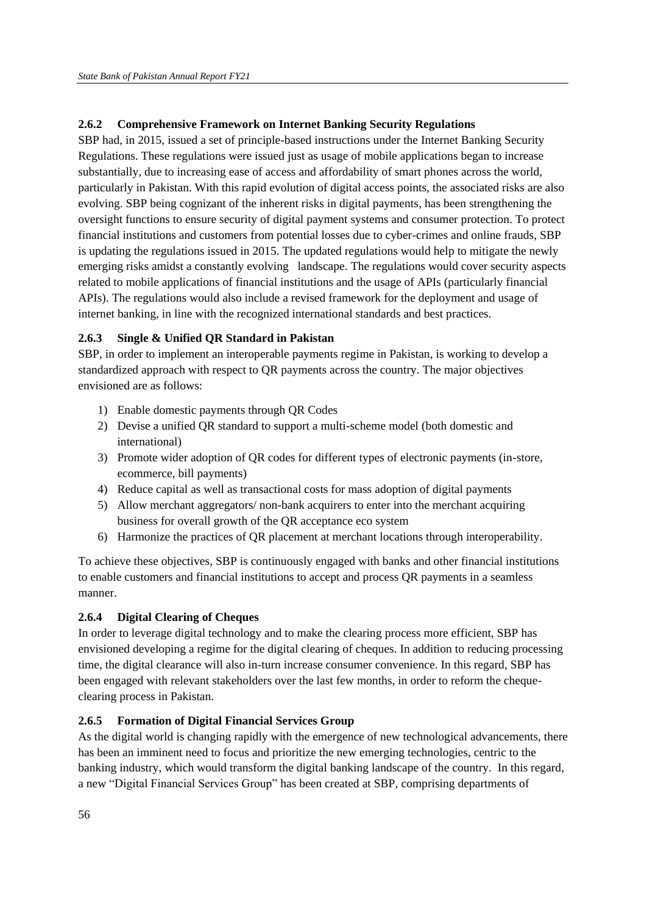### 2.6.2 Comprehensive Framework on Internet Banking Security Regulations

SBP had, in 2015, issued a set of principle-based instructions under the Internet Banking Security Regulations. These regulations were issued just as usage of mobile applications began to increase substantially, due to increasing ease of access and affordability of smart phones across the world, particularly in Pakistan. With this rapid evolution of digital access points, the associated risks are also evolving. SBP being cognizant of the inherent risks in digital payments, has been strengthening the oversight functions to ensure security of digital payment systems and consumer protection. To protect financial institutions and customers from potential losses due to cyber-crimes and online frauds, SBP is updating the regulations issued in 2015. The updated regulations would help to mitigate the newly emerging risks amidst a constantly evolving landscape. The regulations would cover security aspects related to mobile applications of financial institutions and the usage of APIs (particularly financial APIs). The regulations would also include a revised framework for the deployment and usage of internet banking, in line with the recognized international standards and best practices.

### 2.6.3 Single & Unified QR Standard in Pakistan

SBP, in order to implement an interoperable payments regime in Pakistan, is working to develop a standardized approach with respect to QR payments across the country. The major objectives envisioned are as follows:

1) Enable domestic payments through QR Codes
2) Devise a unified QR standard to support a multi-scheme model (both domestic and international)
3) Promote wider adoption of QR codes for different types of electronic payments (in-store, ecommerce, bill payments)
4) Reduce capital as well as transactional costs for mass adoption of digital payments
5) Allow merchant aggregators/ non-bank acquirers to enter into the merchant acquiring business for overall growth of the QR acceptance eco system
6) Harmonize the practices of QR placement at merchant locations through interoperability.

To achieve these objectives, SBP is continuously engaged with banks and other financial institutions to enable customers and financial institutions to accept and process QR payments in a seamless manner.

### 2.6.4 Digital Clearing of Cheques

In order to leverage digital technology and to make the clearing process more efficient, SBP has envisioned developing a regime for the digital clearing of cheques. In addition to reducing processing time, the digital clearance will also in-turn increase consumer convenience. In this regard, SBP has been engaged with relevant stakeholders over the last few months, in order to reform the cheque-clearing process in Pakistan.

### 2.6.5 Formation of Digital Financial Services Group

As the digital world is changing rapidly with the emergence of new technological advancements, there has been an imminent need to focus and prioritize the new emerging technologies, centric to the banking industry, which would transform the digital banking landscape of the country. In this regard, a new "Digital Financial Services Group" has been created at SBP, comprising departments of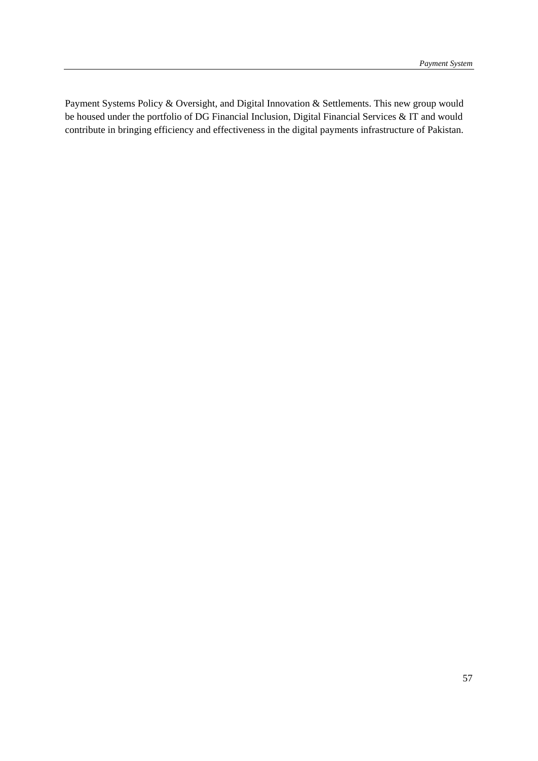Payment Systems Policy & Oversight, and Digital Innovation & Settlements. This new group would be housed under the portfolio of DG Financial Inclusion, Digital Financial Services & IT and would contribute in bringing efficiency and effectiveness in the digital payments infrastructure of Pakistan.